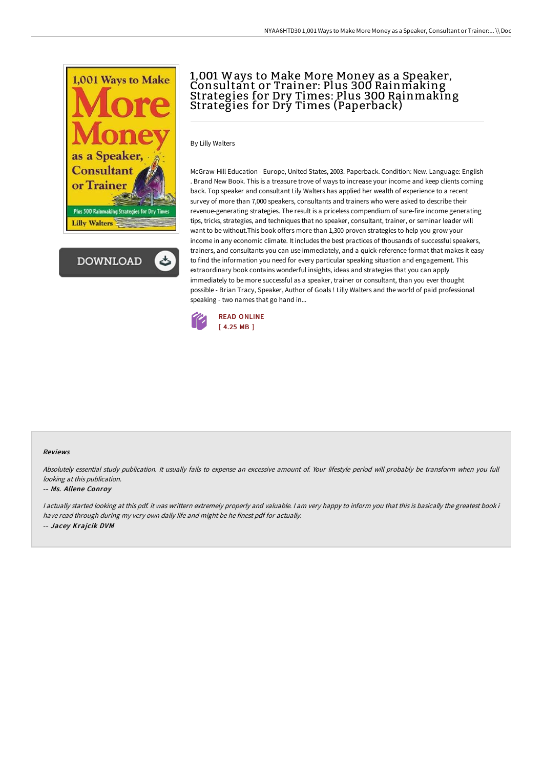# 1,001 Ways to Make More Money as a Speaker, Consultant or Trainer: Plus 300 Rainmaking Strategies for Dry Times: Plus 300 Rainmaking Strategies for Dry Times (Paperback)

By Lilly Walters

McGraw-Hill Education - Europe, United States, 2003. Paperback. Condition: New. Language: English . Brand New Book. This is a treasure trove of ways to increase your income and keep clients coming back. Top speaker and consultant Lily Walters has applied her wealth of experience to a recent survey of more than 7,000 speakers, consultants and trainers who were asked to describe their revenue-generating strategies. The result is a priceless compendium of sure-fire income generating tips, tricks, strategies, and techniques that no speaker, consultant, trainer, or seminar leader will want to be without.This book offers more than 1,300 proven strategies to help you grow your income in any economic climate. It includes the best practices of thousands of successful speakers, trainers, and consultants you can use immediately, and a quick-reference format that makes it easy to find the information you need for every particular speaking situation and engagement. This extraordinary book contains wonderful insights, ideas and strategies that you can apply immediately to be more successful as a speaker, trainer or consultant, than you ever thought possible - Brian Tracy, Speaker, Author of Goals ! Lilly Walters and the world of paid professional speaking - two names that go hand in...

READ ONLINE
[ 4.25 MB ]

### Reviews

*Absolutely essential study publication. It usually fails to expense an excessive amount of. Your lifestyle period will probably be transform when you full looking at this publication.*

-- *Ms. Allene Conroy*

*I actually started looking at this pdf. it was writtern extremely properly and valuable. I am very happy to inform you that this is basically the greatest book i have read through during my very own daily life and might be he finest pdf for actually.*

-- *Jacey Krajcik DVM*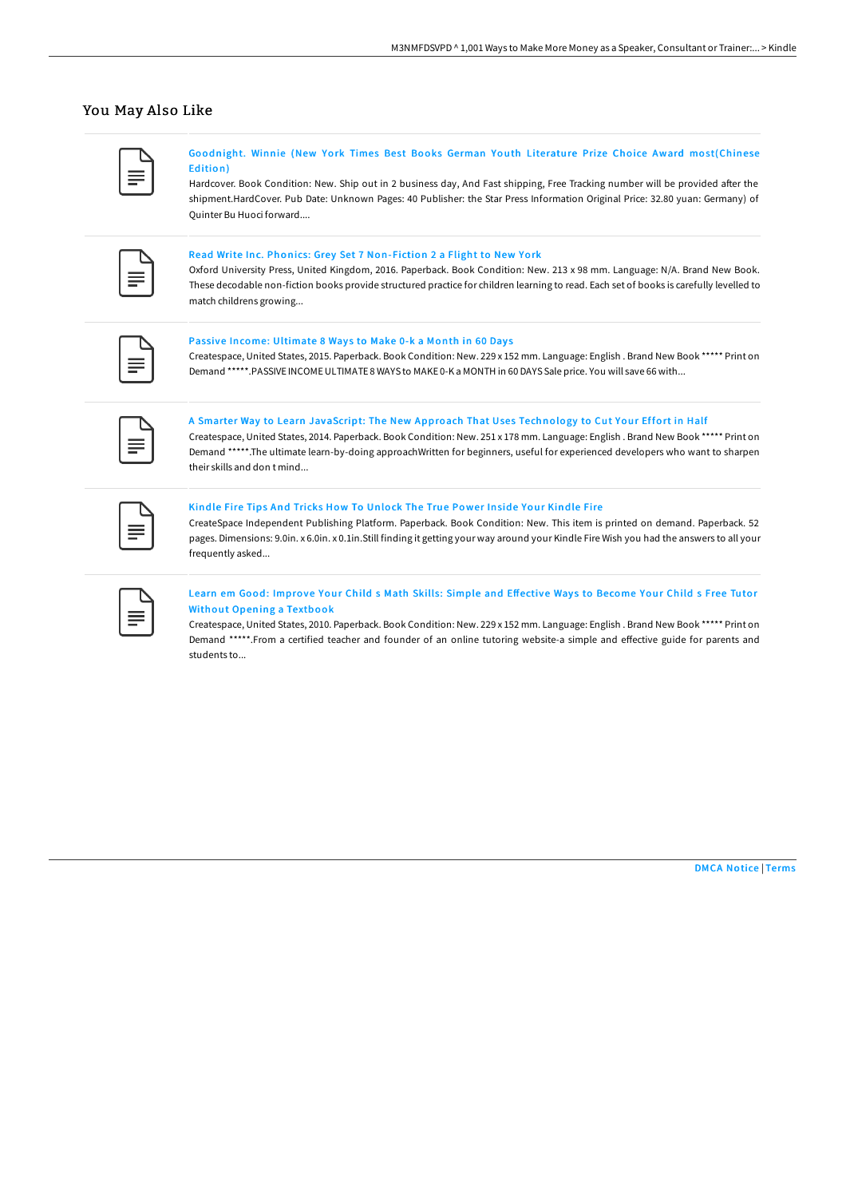## You May Also Like

**Goodnight. Winnie (New York Times Best Books German Youth Literature Prize Choice Award most(Chinese Edition)**

Hardcover. Book Condition: New. Ship out in 2 business day, And Fast shipping, Free Tracking number will be provided after the shipment.HardCover. Pub Date: Unknown Pages: 40 Publisher: the Star Press Information Original Price: 32.80 yuan: Germany) of Quinter Bu Huoci forward....

**Read Write Inc. Phonics: Grey Set 7 Non-Fiction 2 a Flight to New York**

Oxford University Press, United Kingdom, 2016. Paperback. Book Condition: New. 213 x 98 mm. Language: N/A. Brand New Book. These decodable non-fiction books provide structured practice for children learning to read. Each set of books is carefully levelled to match childrens growing...

**Passive Income: Ultimate 8 Ways to Make 0-k a Month in 60 Days**

Createspace, United States, 2015. Paperback. Book Condition: New. 229 x 152 mm. Language: English . Brand New Book ***** Print on Demand *****.PASSIVE INCOME ULTIMATE 8 WAYS to MAKE 0-K a MONTH in 60 DAYS Sale price. You will save 66 with...

**A Smarter Way to Learn JavaScript: The New Approach That Uses Technology to Cut Your Effort in Half**

Createspace, United States, 2014. Paperback. Book Condition: New. 251 x 178 mm. Language: English . Brand New Book ***** Print on Demand *****.The ultimate learn-by-doing approachWritten for beginners, useful for experienced developers who want to sharpen their skills and don t mind...

**Kindle Fire Tips And Tricks How To Unlock The True Power Inside Your Kindle Fire**

CreateSpace Independent Publishing Platform. Paperback. Book Condition: New. This item is printed on demand. Paperback. 52 pages. Dimensions: 9.0in. x 6.0in. x 0.1in.Still finding it getting your way around your Kindle Fire Wish you had the answers to all your frequently asked...

**Learn em Good: Improve Your Child s Math Skills: Simple and Effective Ways to Become Your Child s Free Tutor Without Opening a Textbook**

Createspace, United States, 2010. Paperback. Book Condition: New. 229 x 152 mm. Language: English . Brand New Book ***** Print on Demand *****.From a certified teacher and founder of an online tutoring website-a simple and effective guide for parents and students to...

DMCA Notice | Terms